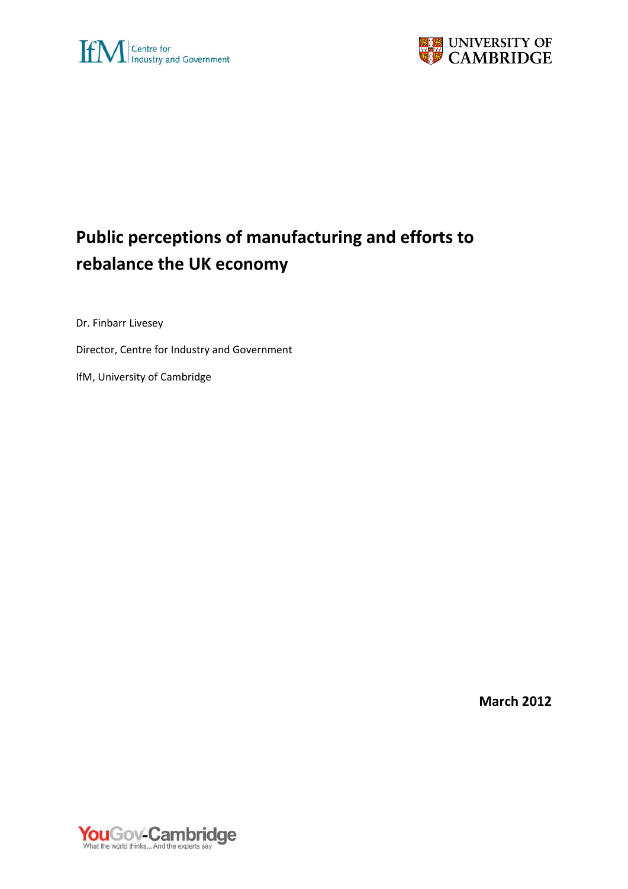IfM | Centre for Industry and Government

UNIVERSITY OF CAMBRIDGE

# Public perceptions of manufacturing and efforts to rebalance the UK economy

Dr. Finbarr Livesey

Director, Centre for Industry and Government

IfM, University of Cambridge

**March 2012**

YouGov-Cambridge
What the world thinks... And the experts say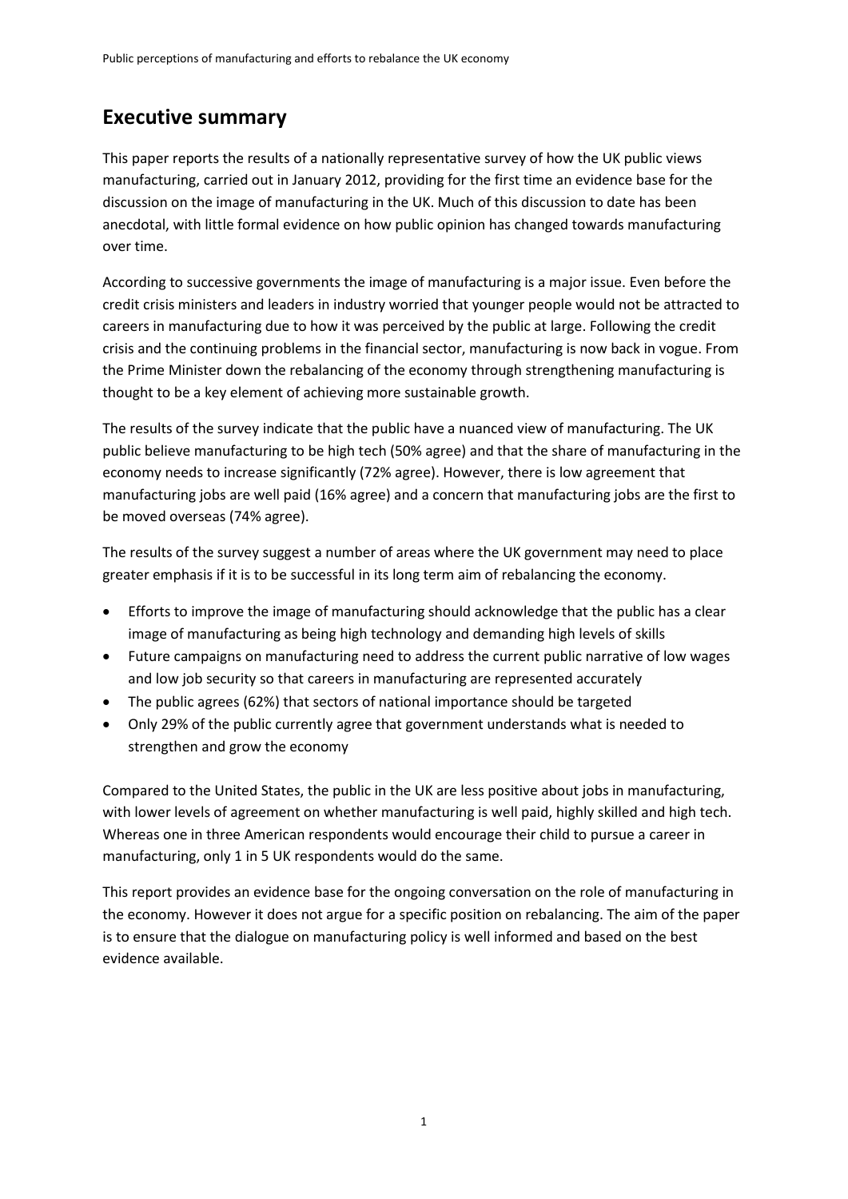## Executive summary

This paper reports the results of a nationally representative survey of how the UK public views manufacturing, carried out in January 2012, providing for the first time an evidence base for the discussion on the image of manufacturing in the UK. Much of this discussion to date has been anecdotal, with little formal evidence on how public opinion has changed towards manufacturing over time.

According to successive governments the image of manufacturing is a major issue. Even before the credit crisis ministers and leaders in industry worried that younger people would not be attracted to careers in manufacturing due to how it was perceived by the public at large. Following the credit crisis and the continuing problems in the financial sector, manufacturing is now back in vogue. From the Prime Minister down the rebalancing of the economy through strengthening manufacturing is thought to be a key element of achieving more sustainable growth.

The results of the survey indicate that the public have a nuanced view of manufacturing. The UK public believe manufacturing to be high tech (50% agree) and that the share of manufacturing in the economy needs to increase significantly (72% agree). However, there is low agreement that manufacturing jobs are well paid (16% agree) and a concern that manufacturing jobs are the first to be moved overseas (74% agree).

The results of the survey suggest a number of areas where the UK government may need to place greater emphasis if it is to be successful in its long term aim of rebalancing the economy.

- Efforts to improve the image of manufacturing should acknowledge that the public has a clear image of manufacturing as being high technology and demanding high levels of skills
- Future campaigns on manufacturing need to address the current public narrative of low wages and low job security so that careers in manufacturing are represented accurately
- The public agrees (62%) that sectors of national importance should be targeted
- Only 29% of the public currently agree that government understands what is needed to strengthen and grow the economy

Compared to the United States, the public in the UK are less positive about jobs in manufacturing, with lower levels of agreement on whether manufacturing is well paid, highly skilled and high tech. Whereas one in three American respondents would encourage their child to pursue a career in manufacturing, only 1 in 5 UK respondents would do the same.

This report provides an evidence base for the ongoing conversation on the role of manufacturing in the economy. However it does not argue for a specific position on rebalancing. The aim of the paper is to ensure that the dialogue on manufacturing policy is well informed and based on the best evidence available.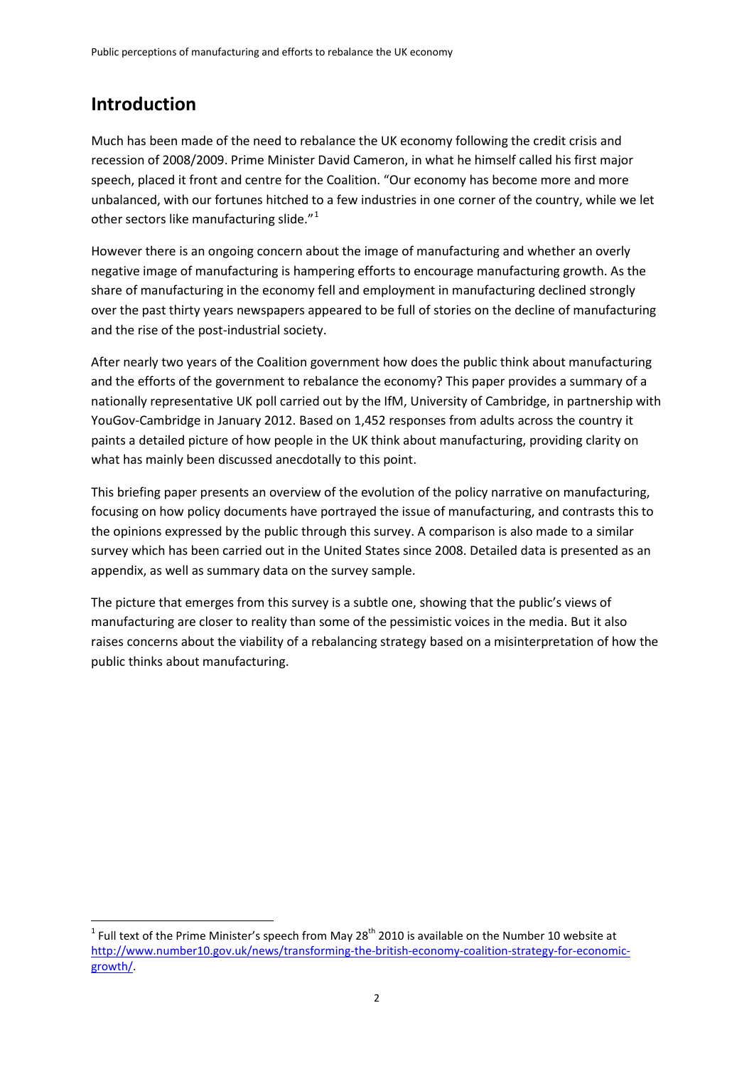# Introduction

Much has been made of the need to rebalance the UK economy following the credit crisis and recession of 2008/2009. Prime Minister David Cameron, in what he himself called his first major speech, placed it front and centre for the Coalition. "Our economy has become more and more unbalanced, with our fortunes hitched to a few industries in one corner of the country, while we let other sectors like manufacturing slide."[1]

However there is an ongoing concern about the image of manufacturing and whether an overly negative image of manufacturing is hampering efforts to encourage manufacturing growth. As the share of manufacturing in the economy fell and employment in manufacturing declined strongly over the past thirty years newspapers appeared to be full of stories on the decline of manufacturing and the rise of the post-industrial society.

After nearly two years of the Coalition government how does the public think about manufacturing and the efforts of the government to rebalance the economy? This paper provides a summary of a nationally representative UK poll carried out by the IfM, University of Cambridge, in partnership with YouGov-Cambridge in January 2012. Based on 1,452 responses from adults across the country it paints a detailed picture of how people in the UK think about manufacturing, providing clarity on what has mainly been discussed anecdotally to this point.

This briefing paper presents an overview of the evolution of the policy narrative on manufacturing, focusing on how policy documents have portrayed the issue of manufacturing, and contrasts this to the opinions expressed by the public through this survey. A comparison is also made to a similar survey which has been carried out in the United States since 2008. Detailed data is presented as an appendix, as well as summary data on the survey sample.

The picture that emerges from this survey is a subtle one, showing that the public's views of manufacturing are closer to reality than some of the pessimistic voices in the media. But it also raises concerns about the viability of a rebalancing strategy based on a misinterpretation of how the public thinks about manufacturing.

[1] Full text of the Prime Minister's speech from May 28th 2010 is available on the Number 10 website at http://www.number10.gov.uk/news/transforming-the-british-economy-coalition-strategy-for-economic-growth/.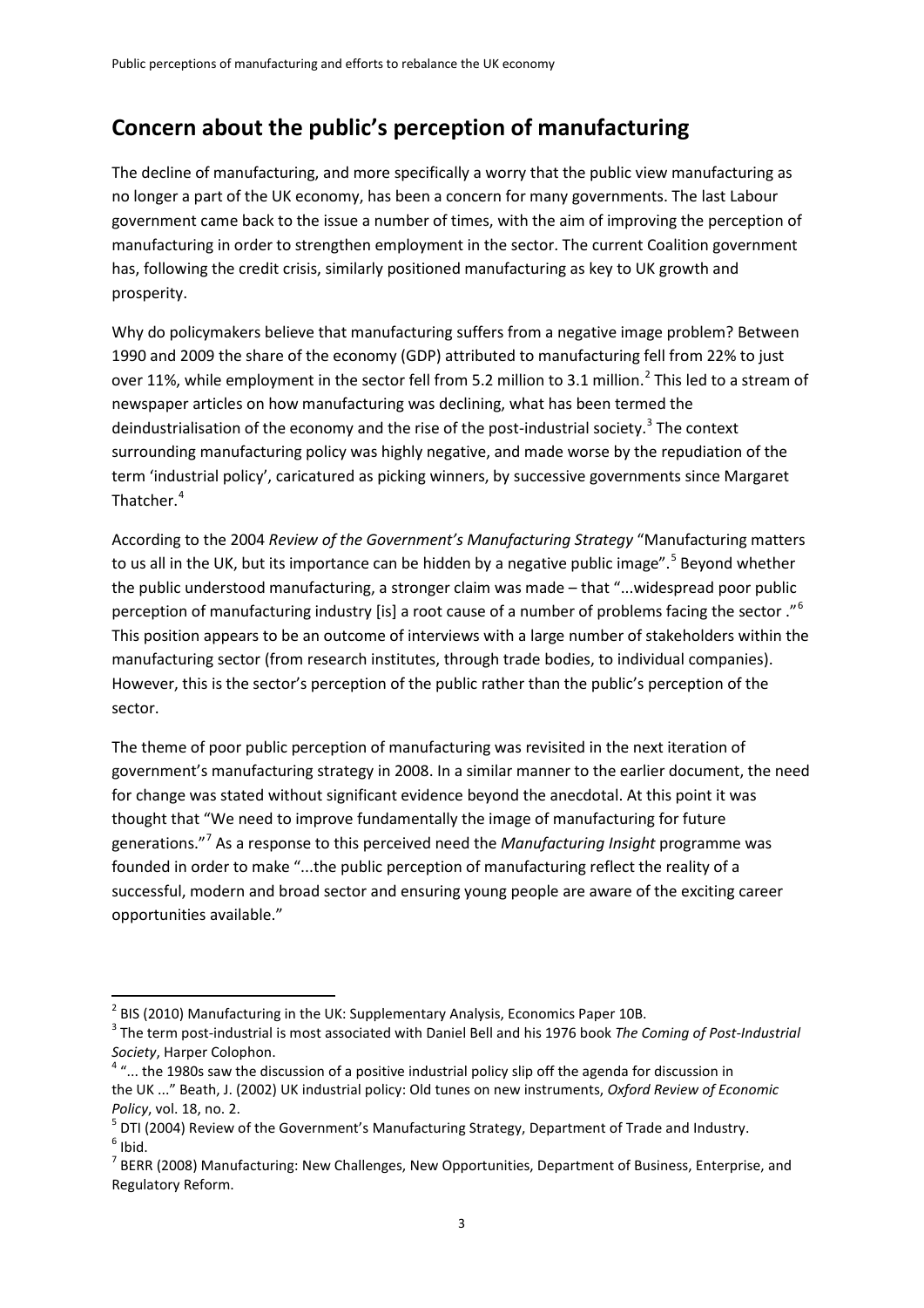## Concern about the public's perception of manufacturing

The decline of manufacturing, and more specifically a worry that the public view manufacturing as no longer a part of the UK economy, has been a concern for many governments. The last Labour government came back to the issue a number of times, with the aim of improving the perception of manufacturing in order to strengthen employment in the sector. The current Coalition government has, following the credit crisis, similarly positioned manufacturing as key to UK growth and prosperity.

Why do policymakers believe that manufacturing suffers from a negative image problem? Between 1990 and 2009 the share of the economy (GDP) attributed to manufacturing fell from 22% to just over 11%, while employment in the sector fell from 5.2 million to 3.1 million.[2] This led to a stream of newspaper articles on how manufacturing was declining, what has been termed the deindustrialisation of the economy and the rise of the post-industrial society.[3] The context surrounding manufacturing policy was highly negative, and made worse by the repudiation of the term 'industrial policy', caricatured as picking winners, by successive governments since Margaret Thatcher.[4]

According to the 2004 *Review of the Government's Manufacturing Strategy* "Manufacturing matters to us all in the UK, but its importance can be hidden by a negative public image".[5] Beyond whether the public understood manufacturing, a stronger claim was made – that "...widespread poor public perception of manufacturing industry [is] a root cause of a number of problems facing the sector ."[6] This position appears to be an outcome of interviews with a large number of stakeholders within the manufacturing sector (from research institutes, through trade bodies, to individual companies). However, this is the sector's perception of the public rather than the public's perception of the sector.

The theme of poor public perception of manufacturing was revisited in the next iteration of government's manufacturing strategy in 2008. In a similar manner to the earlier document, the need for change was stated without significant evidence beyond the anecdotal. At this point it was thought that "We need to improve fundamentally the image of manufacturing for future generations."[7] As a response to this perceived need the *Manufacturing Insight* programme was founded in order to make "...the public perception of manufacturing reflect the reality of a successful, modern and broad sector and ensuring young people are aware of the exciting career opportunities available."

---

[2] BIS (2010) Manufacturing in the UK: Supplementary Analysis, Economics Paper 10B.

[3] The term post-industrial is most associated with Daniel Bell and his 1976 book *The Coming of Post-Industrial Society*, Harper Colophon.

[4] "... the 1980s saw the discussion of a positive industrial policy slip off the agenda for discussion in the UK ..." Beath, J. (2002) UK industrial policy: Old tunes on new instruments, *Oxford Review of Economic Policy*, vol. 18, no. 2.

[5] DTI (2004) Review of the Government's Manufacturing Strategy, Department of Trade and Industry.

[6] Ibid.

[7] BERR (2008) Manufacturing: New Challenges, New Opportunities, Department of Business, Enterprise, and Regulatory Reform.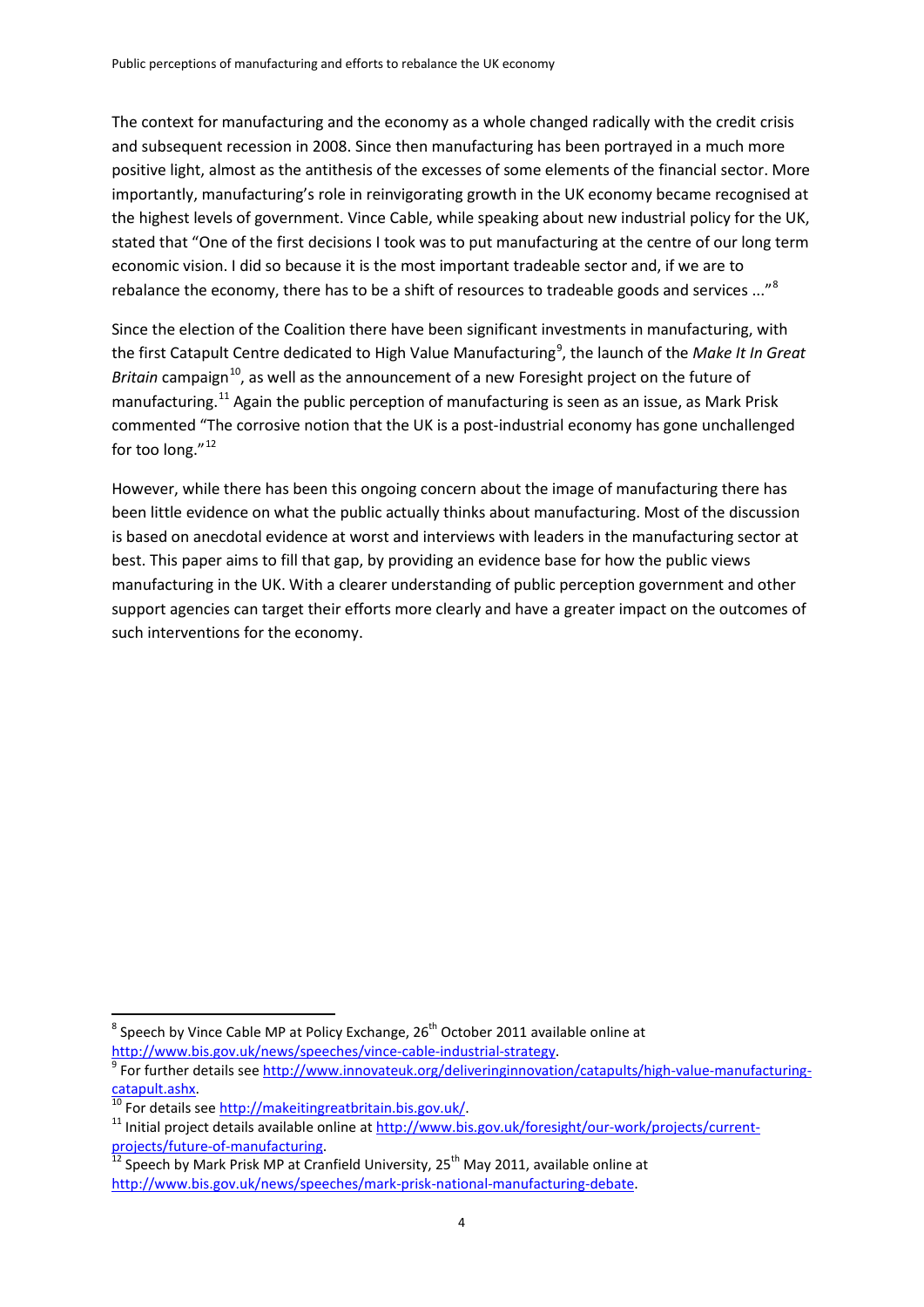The context for manufacturing and the economy as a whole changed radically with the credit crisis and subsequent recession in 2008. Since then manufacturing has been portrayed in a much more positive light, almost as the antithesis of the excesses of some elements of the financial sector. More importantly, manufacturing's role in reinvigorating growth in the UK economy became recognised at the highest levels of government. Vince Cable, while speaking about new industrial policy for the UK, stated that "One of the first decisions I took was to put manufacturing at the centre of our long term economic vision. I did so because it is the most important tradeable sector and, if we are to rebalance the economy, there has to be a shift of resources to tradeable goods and services ..."[8]

Since the election of the Coalition there have been significant investments in manufacturing, with the first Catapult Centre dedicated to High Value Manufacturing[9], the launch of the *Make It In Great Britain* campaign[10], as well as the announcement of a new Foresight project on the future of manufacturing.[11] Again the public perception of manufacturing is seen as an issue, as Mark Prisk commented "The corrosive notion that the UK is a post-industrial economy has gone unchallenged for too long."[12]

However, while there has been this ongoing concern about the image of manufacturing there has been little evidence on what the public actually thinks about manufacturing. Most of the discussion is based on anecdotal evidence at worst and interviews with leaders in the manufacturing sector at best. This paper aims to fill that gap, by providing an evidence base for how the public views manufacturing in the UK. With a clearer understanding of public perception government and other support agencies can target their efforts more clearly and have a greater impact on the outcomes of such interventions for the economy.

---

[8] Speech by Vince Cable MP at Policy Exchange, 26th October 2011 available online at http://www.bis.gov.uk/news/speeches/vince-cable-industrial-strategy.

[9] For further details see http://www.innovateuk.org/deliveringinnovation/catapults/high-value-manufacturing-catapult.ashx.

[10] For details see http://makeitingreatbritain.bis.gov.uk/.

[11] Initial project details available online at http://www.bis.gov.uk/foresight/our-work/projects/current-projects/future-of-manufacturing.

[12] Speech by Mark Prisk MP at Cranfield University, 25th May 2011, available online at http://www.bis.gov.uk/news/speeches/mark-prisk-national-manufacturing-debate.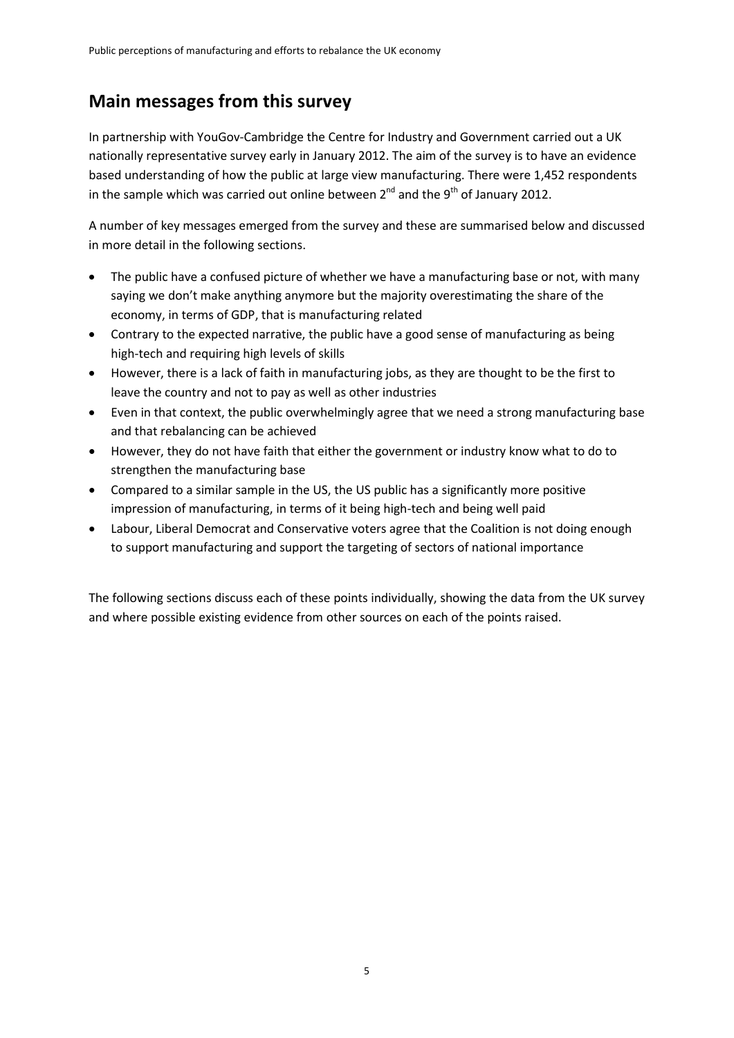## Main messages from this survey

In partnership with YouGov-Cambridge the Centre for Industry and Government carried out a UK nationally representative survey early in January 2012. The aim of the survey is to have an evidence based understanding of how the public at large view manufacturing. There were 1,452 respondents in the sample which was carried out online between 2nd and the 9th of January 2012.

A number of key messages emerged from the survey and these are summarised below and discussed in more detail in the following sections.

- The public have a confused picture of whether we have a manufacturing base or not, with many saying we don't make anything anymore but the majority overestimating the share of the economy, in terms of GDP, that is manufacturing related
- Contrary to the expected narrative, the public have a good sense of manufacturing as being high-tech and requiring high levels of skills
- However, there is a lack of faith in manufacturing jobs, as they are thought to be the first to leave the country and not to pay as well as other industries
- Even in that context, the public overwhelmingly agree that we need a strong manufacturing base and that rebalancing can be achieved
- However, they do not have faith that either the government or industry know what to do to strengthen the manufacturing base
- Compared to a similar sample in the US, the US public has a significantly more positive impression of manufacturing, in terms of it being high-tech and being well paid
- Labour, Liberal Democrat and Conservative voters agree that the Coalition is not doing enough to support manufacturing and support the targeting of sectors of national importance

The following sections discuss each of these points individually, showing the data from the UK survey and where possible existing evidence from other sources on each of the points raised.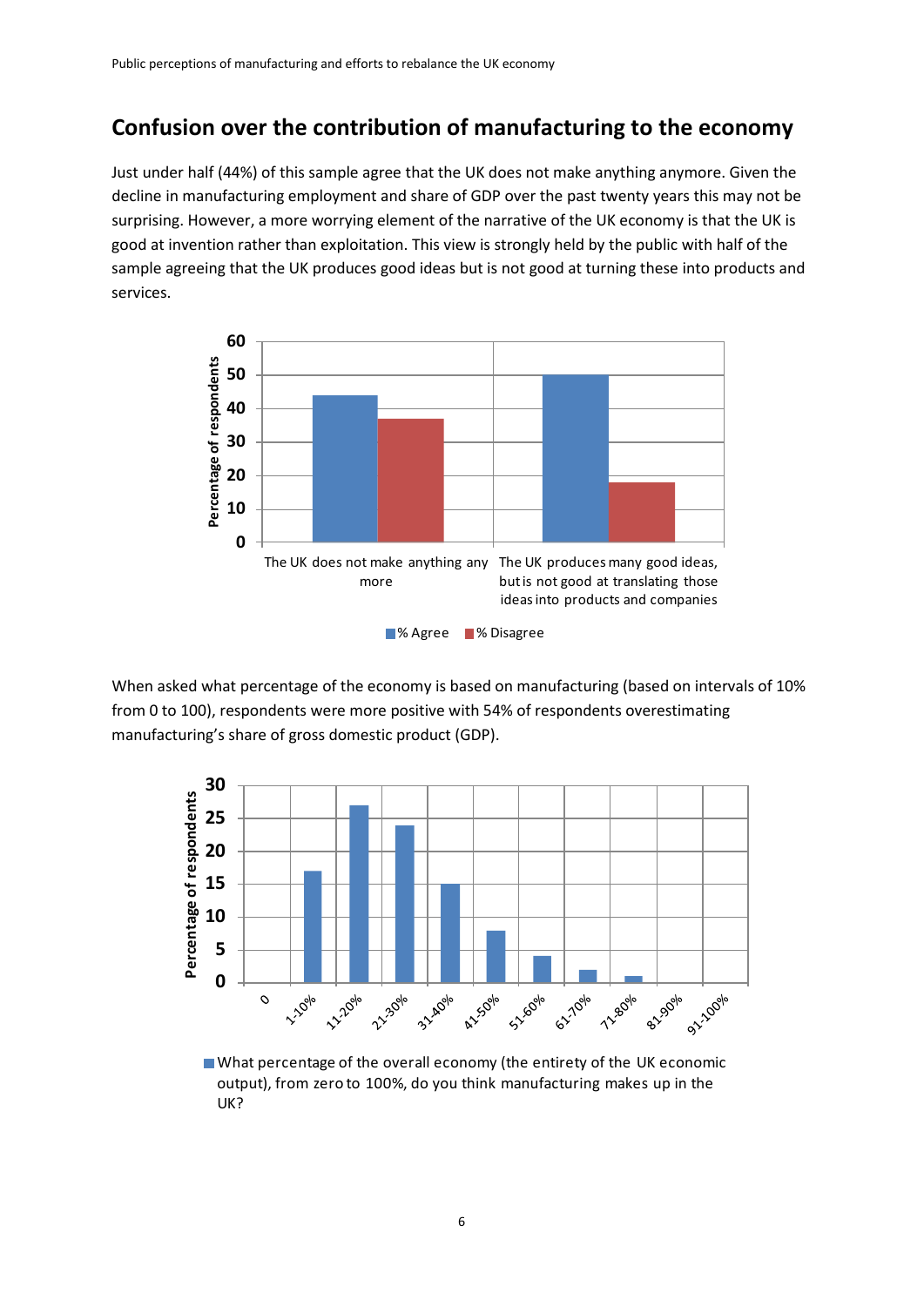## Confusion over the contribution of manufacturing to the economy

Just under half (44%) of this sample agree that the UK does not make anything anymore. Given the decline in manufacturing employment and share of GDP over the past twenty years this may not be surprising. However, a more worrying element of the narrative of the UK economy is that the UK is good at invention rather than exploitation. This view is strongly held by the public with half of the sample agreeing that the UK produces good ideas but is not good at turning these into products and services.

When asked what percentage of the economy is based on manufacturing (based on intervals of 10% from 0 to 100), respondents were more positive with 54% of respondents overestimating manufacturing's share of gross domestic product (GDP).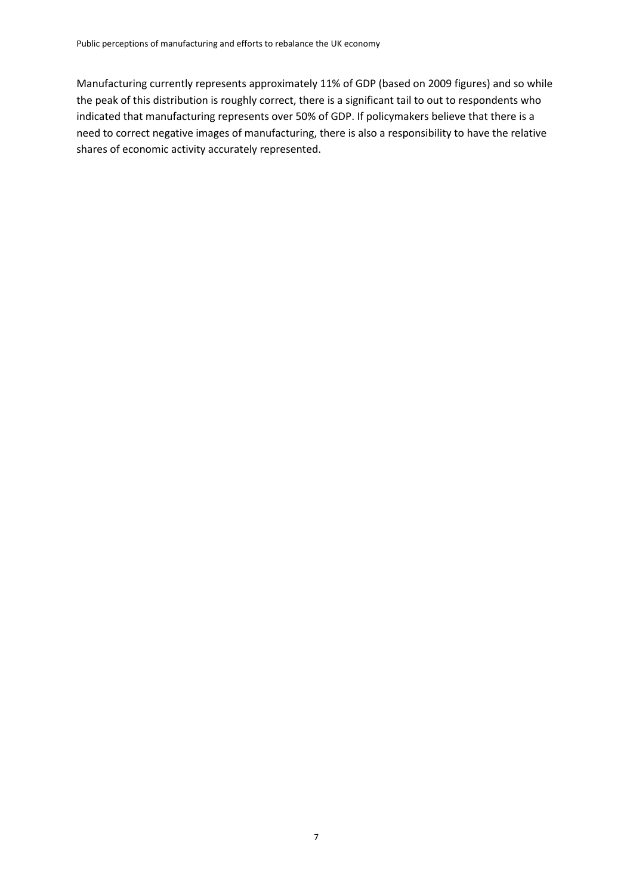Manufacturing currently represents approximately 11% of GDP (based on 2009 figures) and so while the peak of this distribution is roughly correct, there is a significant tail to out to respondents who indicated that manufacturing represents over 50% of GDP. If policymakers believe that there is a need to correct negative images of manufacturing, there is also a responsibility to have the relative shares of economic activity accurately represented.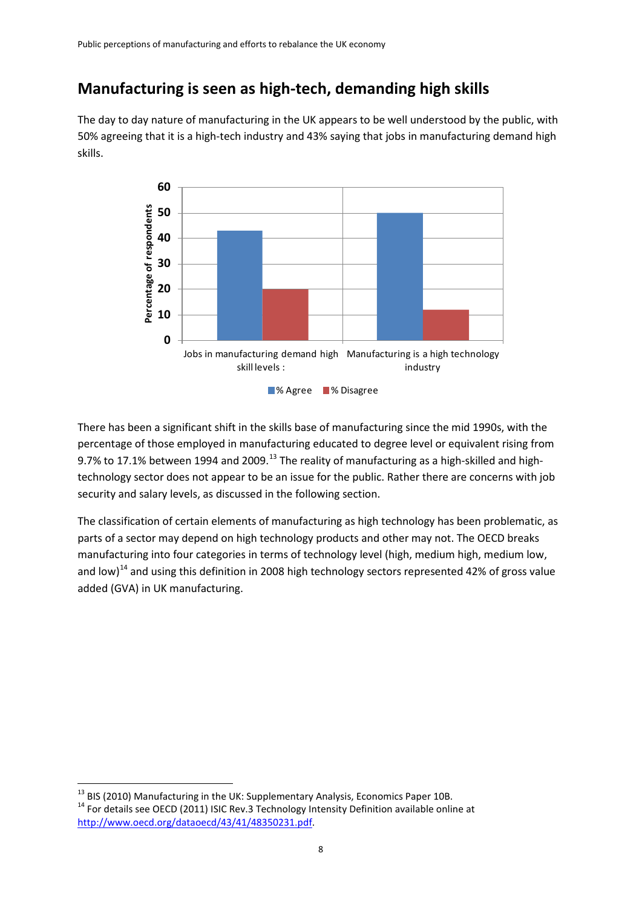## Manufacturing is seen as high-tech, demanding high skills

The day to day nature of manufacturing in the UK appears to be well understood by the public, with 50% agreeing that it is a high-tech industry and 43% saying that jobs in manufacturing demand high skills.

There has been a significant shift in the skills base of manufacturing since the mid 1990s, with the percentage of those employed in manufacturing educated to degree level or equivalent rising from 9.7% to 17.1% between 1994 and 2009.[13] The reality of manufacturing as a high-skilled and high-technology sector does not appear to be an issue for the public. Rather there are concerns with job security and salary levels, as discussed in the following section.

The classification of certain elements of manufacturing as high technology has been problematic, as parts of a sector may depend on high technology products and other may not. The OECD breaks manufacturing into four categories in terms of technology level (high, medium high, medium low, and low)[14] and using this definition in 2008 high technology sectors represented 42% of gross value added (GVA) in UK manufacturing.

---

[13] BIS (2010) Manufacturing in the UK: Supplementary Analysis, Economics Paper 10B.

[14] For details see OECD (2011) ISIC Rev.3 Technology Intensity Definition available online at http://www.oecd.org/dataoecd/43/41/48350231.pdf.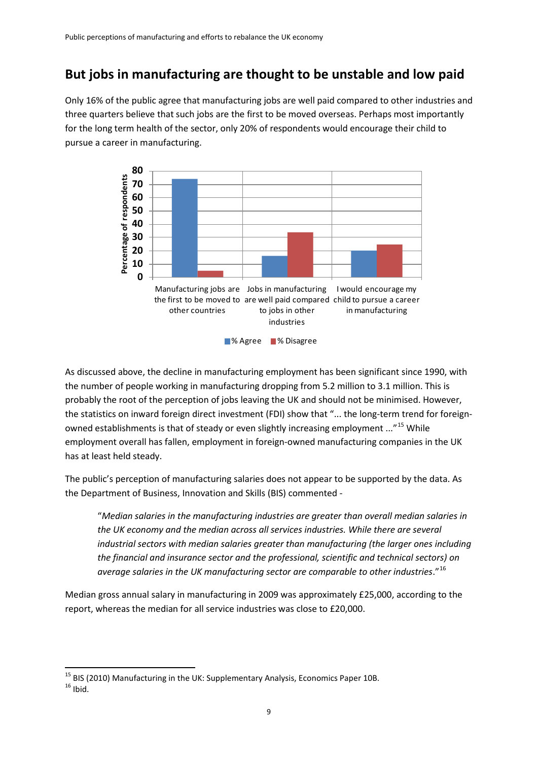## But jobs in manufacturing are thought to be unstable and low paid

Only 16% of the public agree that manufacturing jobs are well paid compared to other industries and three quarters believe that such jobs are the first to be moved overseas. Perhaps most importantly for the long term health of the sector, only 20% of respondents would encourage their child to pursue a career in manufacturing.

As discussed above, the decline in manufacturing employment has been significant since 1990, with the number of people working in manufacturing dropping from 5.2 million to 3.1 million. This is probably the root of the perception of jobs leaving the UK and should not be minimised. However, the statistics on inward foreign direct investment (FDI) show that "... the long-term trend for foreign-owned establishments is that of steady or even slightly increasing employment ..."[15] While employment overall has fallen, employment in foreign-owned manufacturing companies in the UK has at least held steady.

The public's perception of manufacturing salaries does not appear to be supported by the data. As the Department of Business, Innovation and Skills (BIS) commented -

> "*Median salaries in the manufacturing industries are greater than overall median salaries in the UK economy and the median across all services industries. While there are several industrial sectors with median salaries greater than manufacturing (the larger ones including the financial and insurance sector and the professional, scientific and technical sectors) on average salaries in the UK manufacturing sector are comparable to other industries*."[16]

Median gross annual salary in manufacturing in 2009 was approximately £25,000, according to the report, whereas the median for all service industries was close to £20,000.

---

[15] BIS (2010) Manufacturing in the UK: Supplementary Analysis, Economics Paper 10B.

[16] Ibid.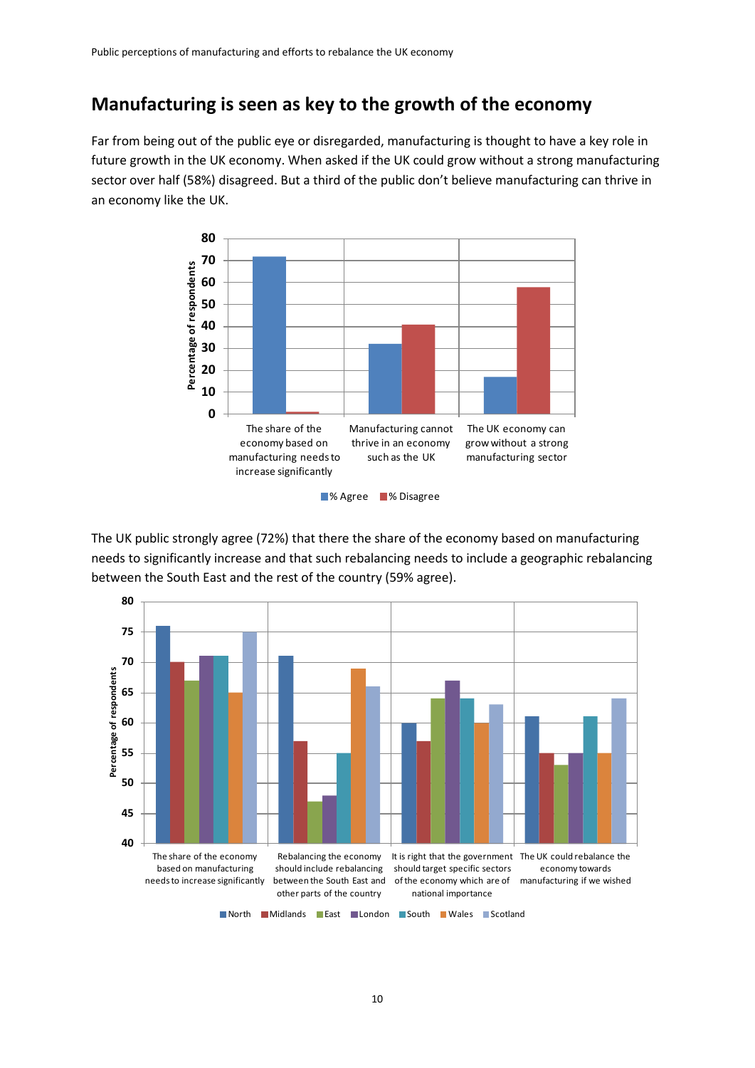## Manufacturing is seen as key to the growth of the economy

Far from being out of the public eye or disregarded, manufacturing is thought to have a key role in future growth in the UK economy. When asked if the UK could grow without a strong manufacturing sector over half (58%) disagreed. But a third of the public don't believe manufacturing can thrive in an economy like the UK.

The UK public strongly agree (72%) that there the share of the economy based on manufacturing needs to significantly increase and that such rebalancing needs to include a geographic rebalancing between the South East and the rest of the country (59% agree).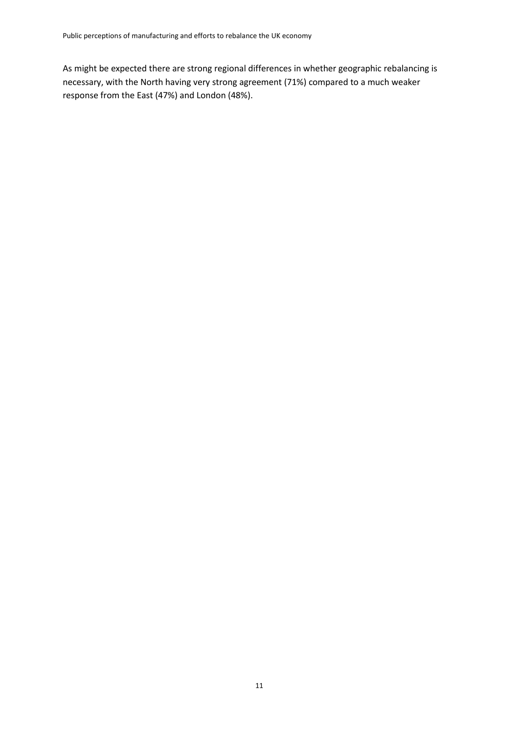As might be expected there are strong regional differences in whether geographic rebalancing is necessary, with the North having very strong agreement (71%) compared to a much weaker response from the East (47%) and London (48%).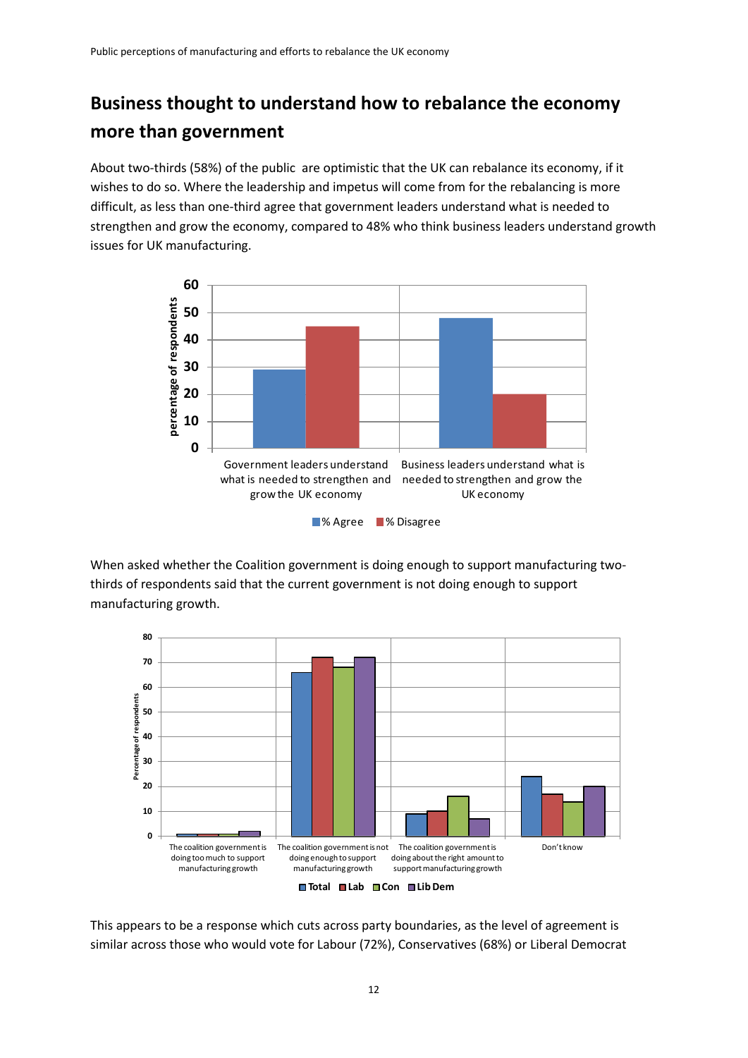## Business thought to understand how to rebalance the economy more than government

About two-thirds (58%) of the public are optimistic that the UK can rebalance its economy, if it wishes to do so. Where the leadership and impetus will come from for the rebalancing is more difficult, as less than one-third agree that government leaders understand what is needed to strengthen and grow the economy, compared to 48% who think business leaders understand growth issues for UK manufacturing.

When asked whether the Coalition government is doing enough to support manufacturing two-thirds of respondents said that the current government is not doing enough to support manufacturing growth.

This appears to be a response which cuts across party boundaries, as the level of agreement is similar across those who would vote for Labour (72%), Conservatives (68%) or Liberal Democrat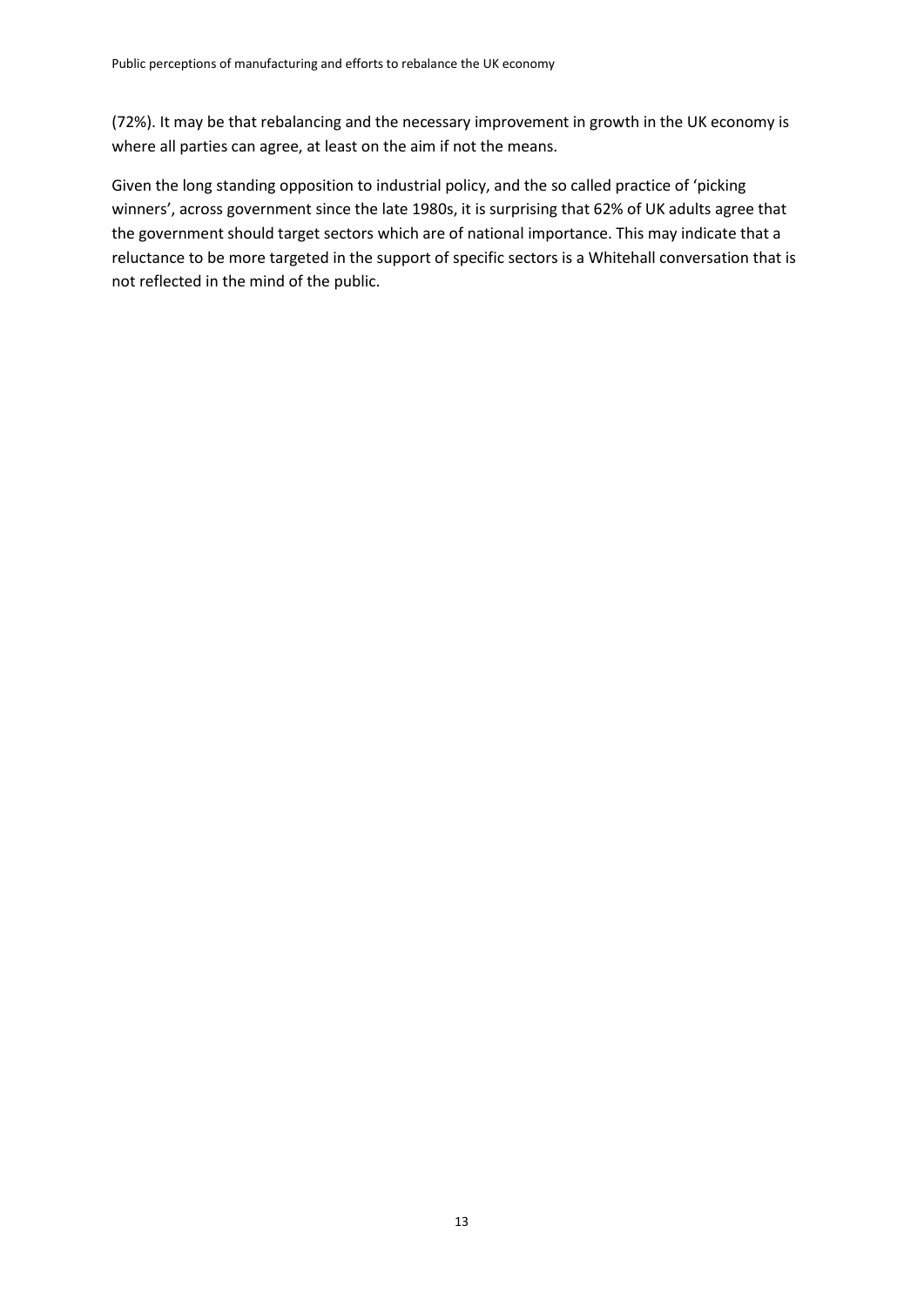(72%). It may be that rebalancing and the necessary improvement in growth in the UK economy is where all parties can agree, at least on the aim if not the means.

Given the long standing opposition to industrial policy, and the so called practice of 'picking winners', across government since the late 1980s, it is surprising that 62% of UK adults agree that the government should target sectors which are of national importance. This may indicate that a reluctance to be more targeted in the support of specific sectors is a Whitehall conversation that is not reflected in the mind of the public.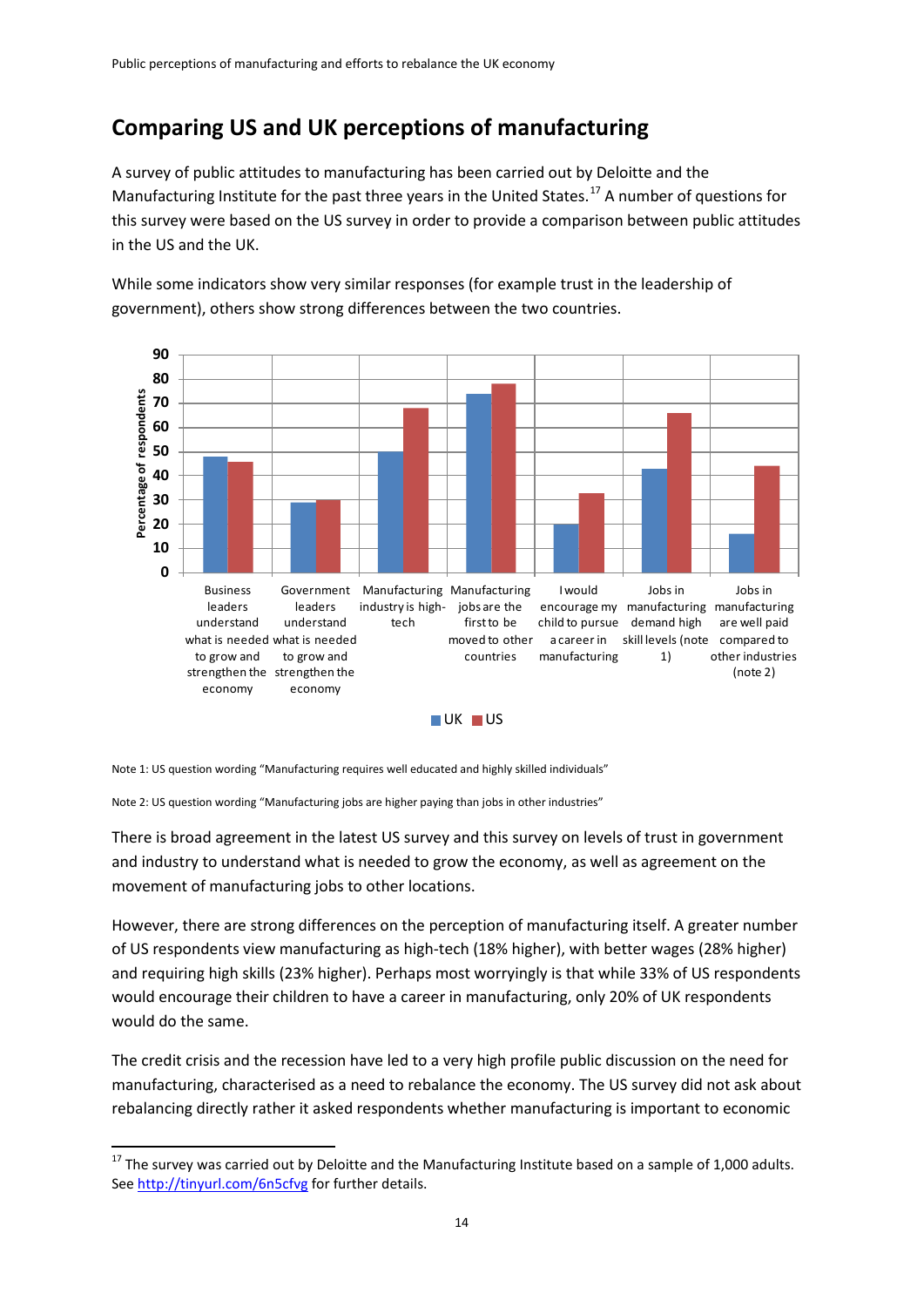## Comparing US and UK perceptions of manufacturing

A survey of public attitudes to manufacturing has been carried out by Deloitte and the Manufacturing Institute for the past three years in the United States.[17] A number of questions for this survey were based on the US survey in order to provide a comparison between public attitudes in the US and the UK.

While some indicators show very similar responses (for example trust in the leadership of government), others show strong differences between the two countries.

Note 1: US question wording "Manufacturing requires well educated and highly skilled individuals"

Note 2: US question wording "Manufacturing jobs are higher paying than jobs in other industries"

There is broad agreement in the latest US survey and this survey on levels of trust in government and industry to understand what is needed to grow the economy, as well as agreement on the movement of manufacturing jobs to other locations.

However, there are strong differences on the perception of manufacturing itself. A greater number of US respondents view manufacturing as high-tech (18% higher), with better wages (28% higher) and requiring high skills (23% higher). Perhaps most worryingly is that while 33% of US respondents would encourage their children to have a career in manufacturing, only 20% of UK respondents would do the same.

The credit crisis and the recession have led to a very high profile public discussion on the need for manufacturing, characterised as a need to rebalance the economy. The US survey did not ask about rebalancing directly rather it asked respondents whether manufacturing is important to economic

[17] The survey was carried out by Deloitte and the Manufacturing Institute based on a sample of 1,000 adults. See http://tinyurl.com/6n5cfvg for further details.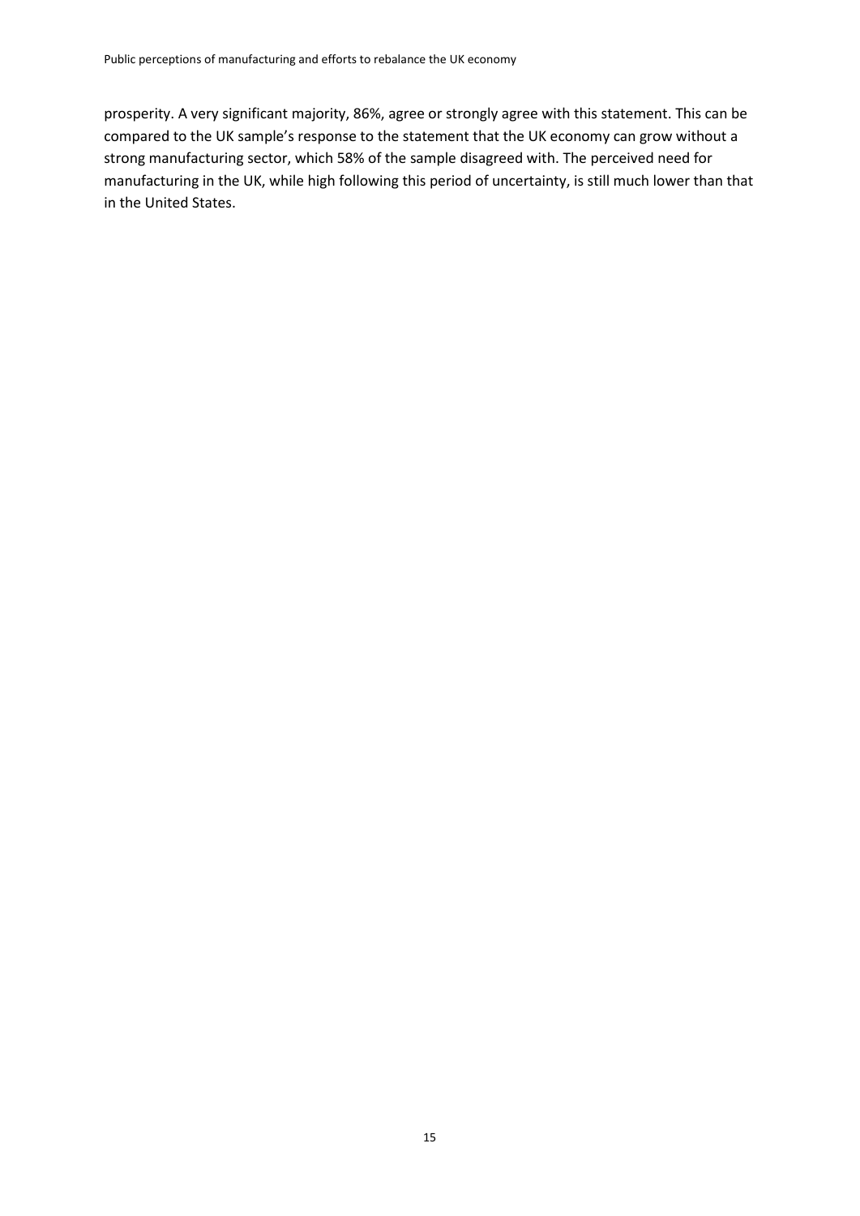prosperity. A very significant majority, 86%, agree or strongly agree with this statement. This can be compared to the UK sample's response to the statement that the UK economy can grow without a strong manufacturing sector, which 58% of the sample disagreed with. The perceived need for manufacturing in the UK, while high following this period of uncertainty, is still much lower than that in the United States.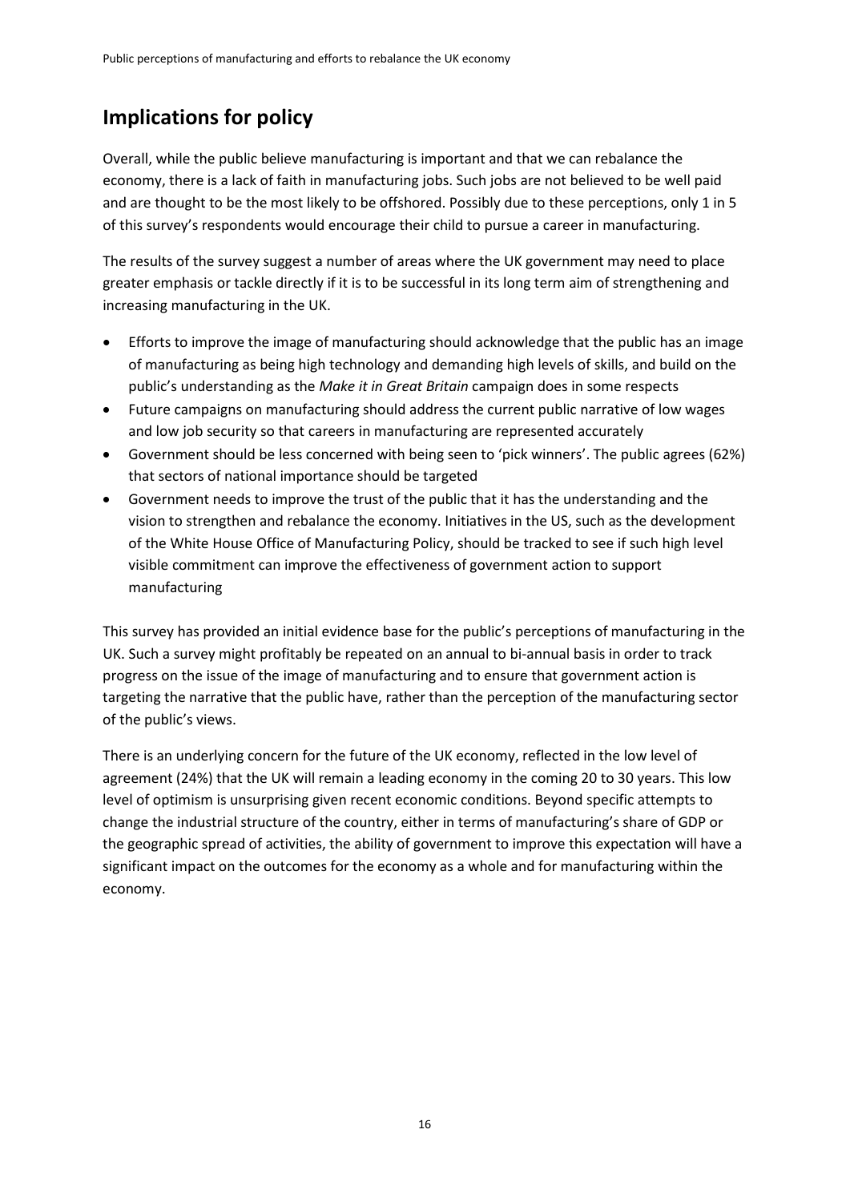## Implications for policy

Overall, while the public believe manufacturing is important and that we can rebalance the economy, there is a lack of faith in manufacturing jobs. Such jobs are not believed to be well paid and are thought to be the most likely to be offshored. Possibly due to these perceptions, only 1 in 5 of this survey's respondents would encourage their child to pursue a career in manufacturing.

The results of the survey suggest a number of areas where the UK government may need to place greater emphasis or tackle directly if it is to be successful in its long term aim of strengthening and increasing manufacturing in the UK.

- Efforts to improve the image of manufacturing should acknowledge that the public has an image of manufacturing as being high technology and demanding high levels of skills, and build on the public's understanding as the *Make it in Great Britain* campaign does in some respects
- Future campaigns on manufacturing should address the current public narrative of low wages and low job security so that careers in manufacturing are represented accurately
- Government should be less concerned with being seen to 'pick winners'. The public agrees (62%) that sectors of national importance should be targeted
- Government needs to improve the trust of the public that it has the understanding and the vision to strengthen and rebalance the economy. Initiatives in the US, such as the development of the White House Office of Manufacturing Policy, should be tracked to see if such high level visible commitment can improve the effectiveness of government action to support manufacturing

This survey has provided an initial evidence base for the public's perceptions of manufacturing in the UK. Such a survey might profitably be repeated on an annual to bi-annual basis in order to track progress on the issue of the image of manufacturing and to ensure that government action is targeting the narrative that the public have, rather than the perception of the manufacturing sector of the public's views.

There is an underlying concern for the future of the UK economy, reflected in the low level of agreement (24%) that the UK will remain a leading economy in the coming 20 to 30 years. This low level of optimism is unsurprising given recent economic conditions. Beyond specific attempts to change the industrial structure of the country, either in terms of manufacturing's share of GDP or the geographic spread of activities, the ability of government to improve this expectation will have a significant impact on the outcomes for the economy as a whole and for manufacturing within the economy.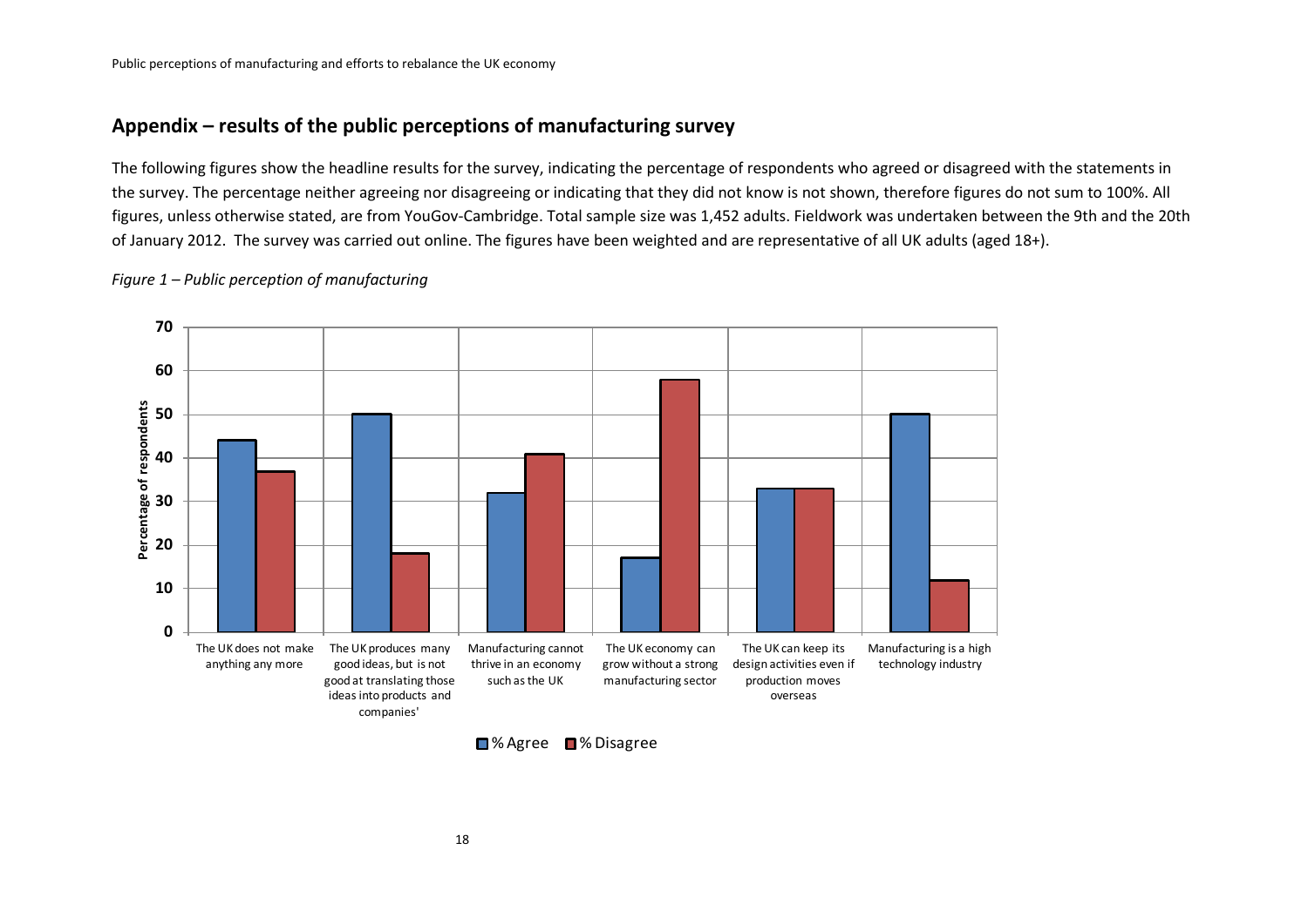## Appendix – results of the public perceptions of manufacturing survey

The following figures show the headline results for the survey, indicating the percentage of respondents who agreed or disagreed with the statements in the survey. The percentage neither agreeing nor disagreeing or indicating that they did not know is not shown, therefore figures do not sum to 100%. All figures, unless otherwise stated, are from YouGov-Cambridge. Total sample size was 1,452 adults. Fieldwork was undertaken between the 9th and the 20th of January 2012. The survey was carried out online. The figures have been weighted and are representative of all UK adults (aged 18+).

*Figure 1 – Public perception of manufacturing*

| Statement | % Agree | % Disagree |
|---|---|---|
| The UK does not make anything any more | 44 | 37 |
| The UK produces many good ideas, but is not good at translating those ideas into products and companies' | 50 | 18 |
| Manufacturing cannot thrive in an economy such as the UK | 32 | 41 |
| The UK economy can grow without a strong manufacturing sector | 17 | 58 |
| The UK can keep its design activities even if production moves overseas | 33 | 33 |
| Manufacturing is a high technology industry | 50 | 12 |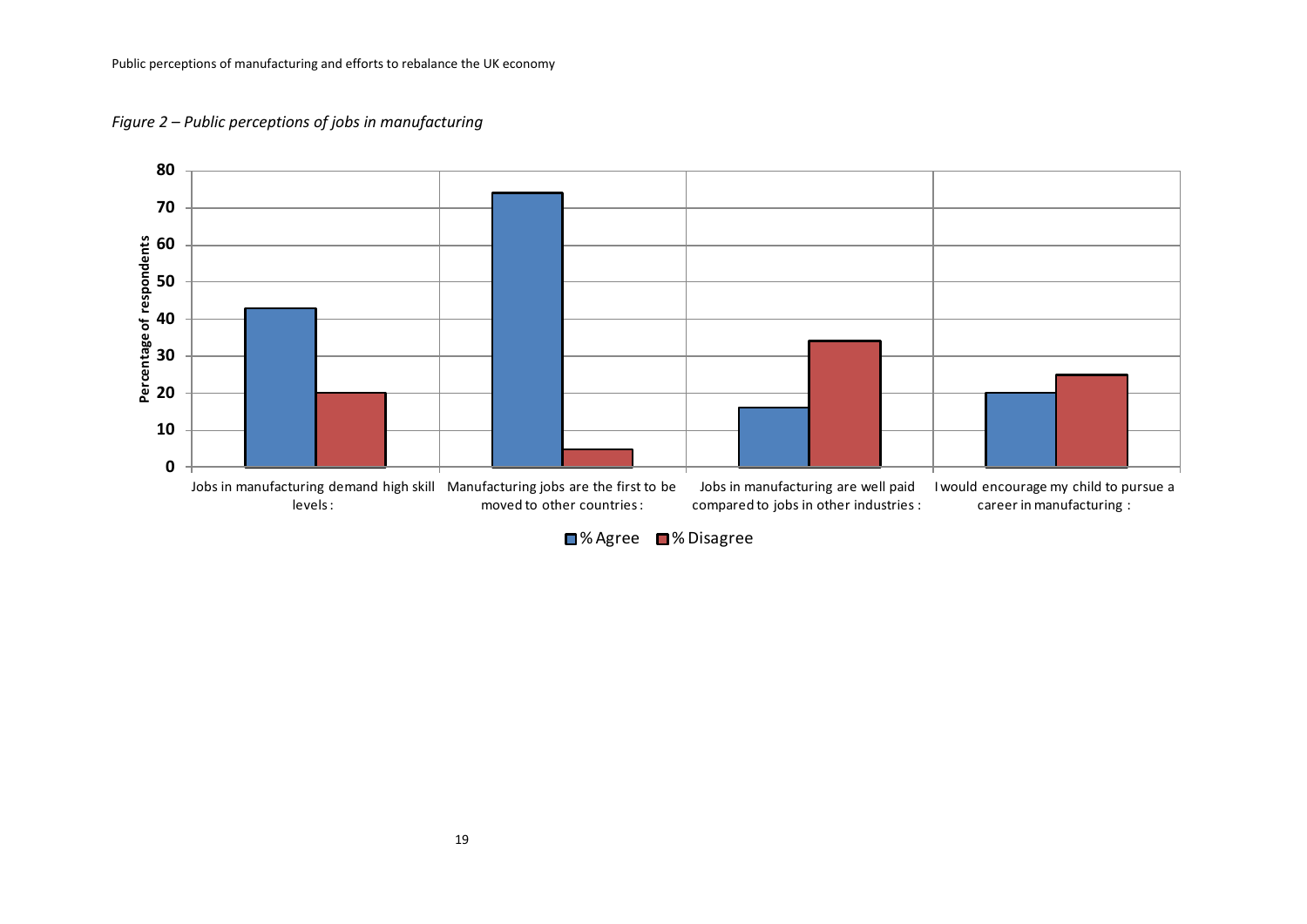*Figure 2 – Public perceptions of jobs in manufacturing*

Percentage of respondents

- Jobs in manufacturing demand high skill levels :
- Manufacturing jobs are the first to be moved to other countries :
- Jobs in manufacturing are well paid compared to jobs in other industries :
- I would encourage my child to pursue a career in manufacturing :

% Agree | % Disagree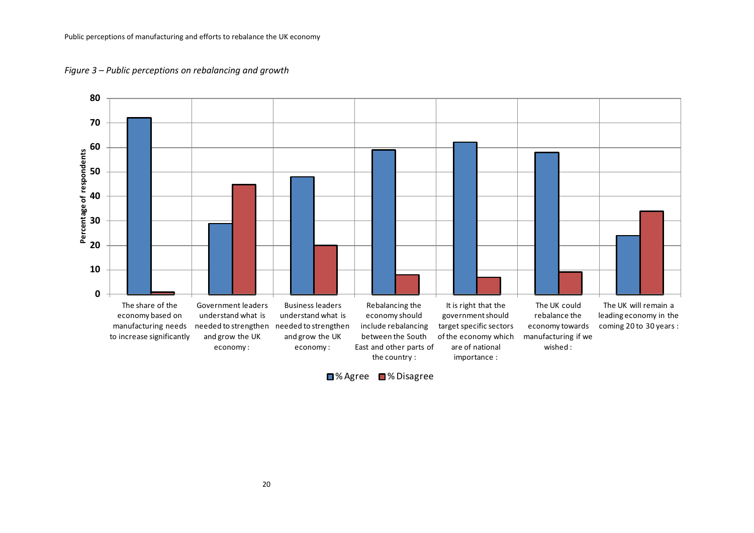*Figure 3 – Public perceptions on rebalancing and growth*

| Statement | % Agree | % Disagree |
| --- | --- | --- |
| The share of the economy based on manufacturing needs to increase significantly | 72 | 1 |
| Government leaders understand what is needed to strengthen and grow the UK economy : | 29 | 45 |
| Business leaders understand what is needed to strengthen and grow the UK economy : | 48 | 20 |
| Rebalancing the economy should include rebalancing between the South East and other parts of the country : | 59 | 8 |
| It is right that the government should target specific sectors of the economy which are of national importance : | 62 | 7 |
| The UK could rebalance the economy towards manufacturing if we wished : | 58 | 9 |
| The UK will remain a leading economy in the coming 20 to 30 years : | 24 | 34 |

Percentage of respondents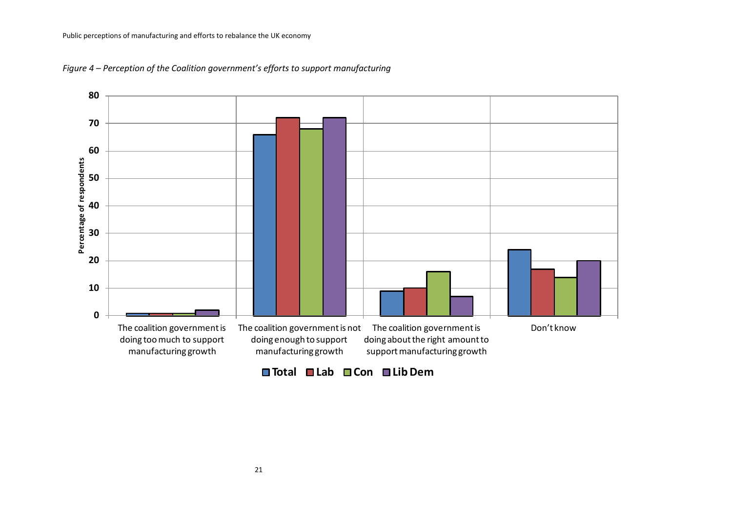*Figure 4 – Perception of the Coalition government's efforts to support manufacturing*

| | Total | Lab | Con | Lib Dem |
|---|---|---|---|---|
| The coalition government is doing too much to support manufacturing growth | 1 | 1 | 1 | 2 |
| The coalition government is not doing enough to support manufacturing growth | 66 | 72 | 68 | 72 |
| The coalition government is doing about the right amount to support manufacturing growth | 9 | 10 | 16 | 7 |
| Don't know | 24 | 17 | 14 | 20 |

*Percentage of respondents*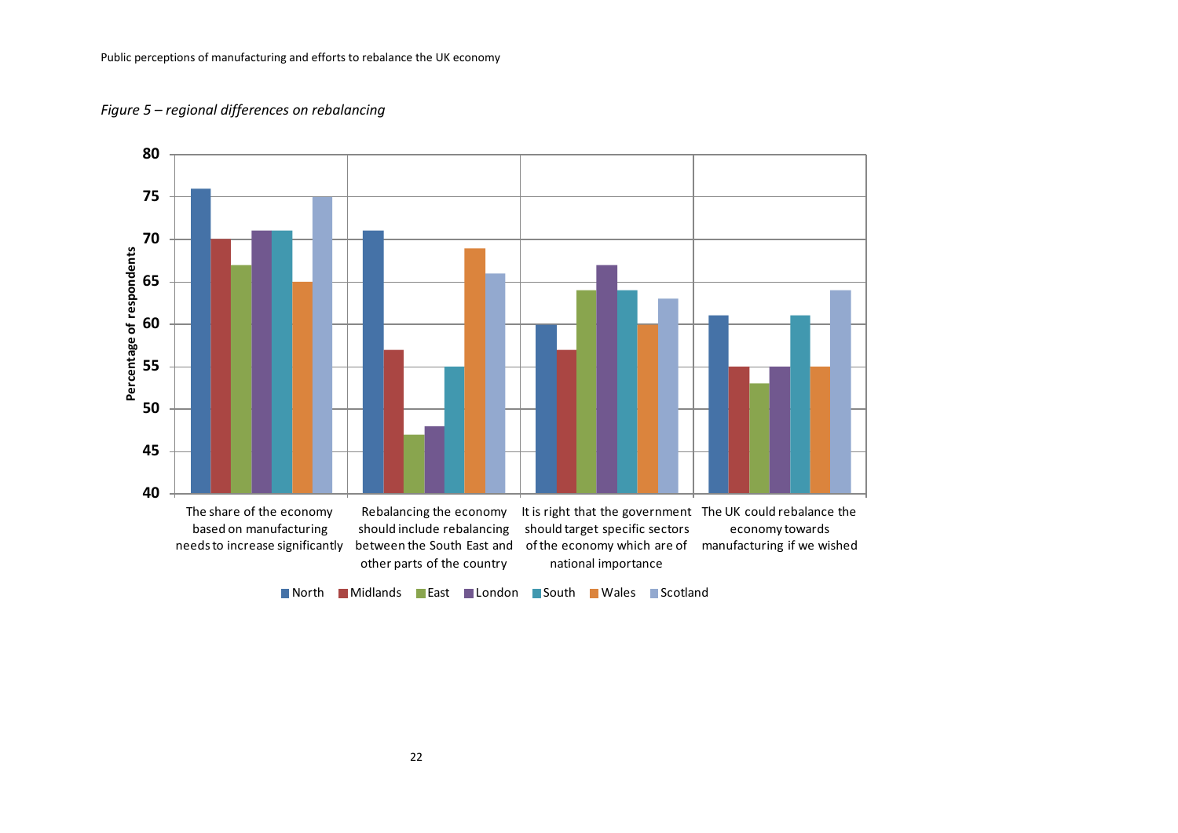*Figure 5 – regional differences on rebalancing*

Percentage of respondents

| | North | Midlands | East | London | South | Wales | Scotland |
|---|---|---|---|---|---|---|---|
| The share of the economy based on manufacturing needs to increase significantly | 76 | 70 | 67 | 71 | 71 | 65 | 75 |
| Rebalancing the economy should include rebalancing between the South East and other parts of the country | 71 | 57 | 47 | 48 | 55 | 69 | 66 |
| It is right that the government should target specific sectors of the economy which are of national importance | 60 | 57 | 64 | 67 | 64 | 60 | 63 |
| The UK could rebalance the economy towards manufacturing if we wished | 61 | 55 | 53 | 55 | 61 | 55 | 64 |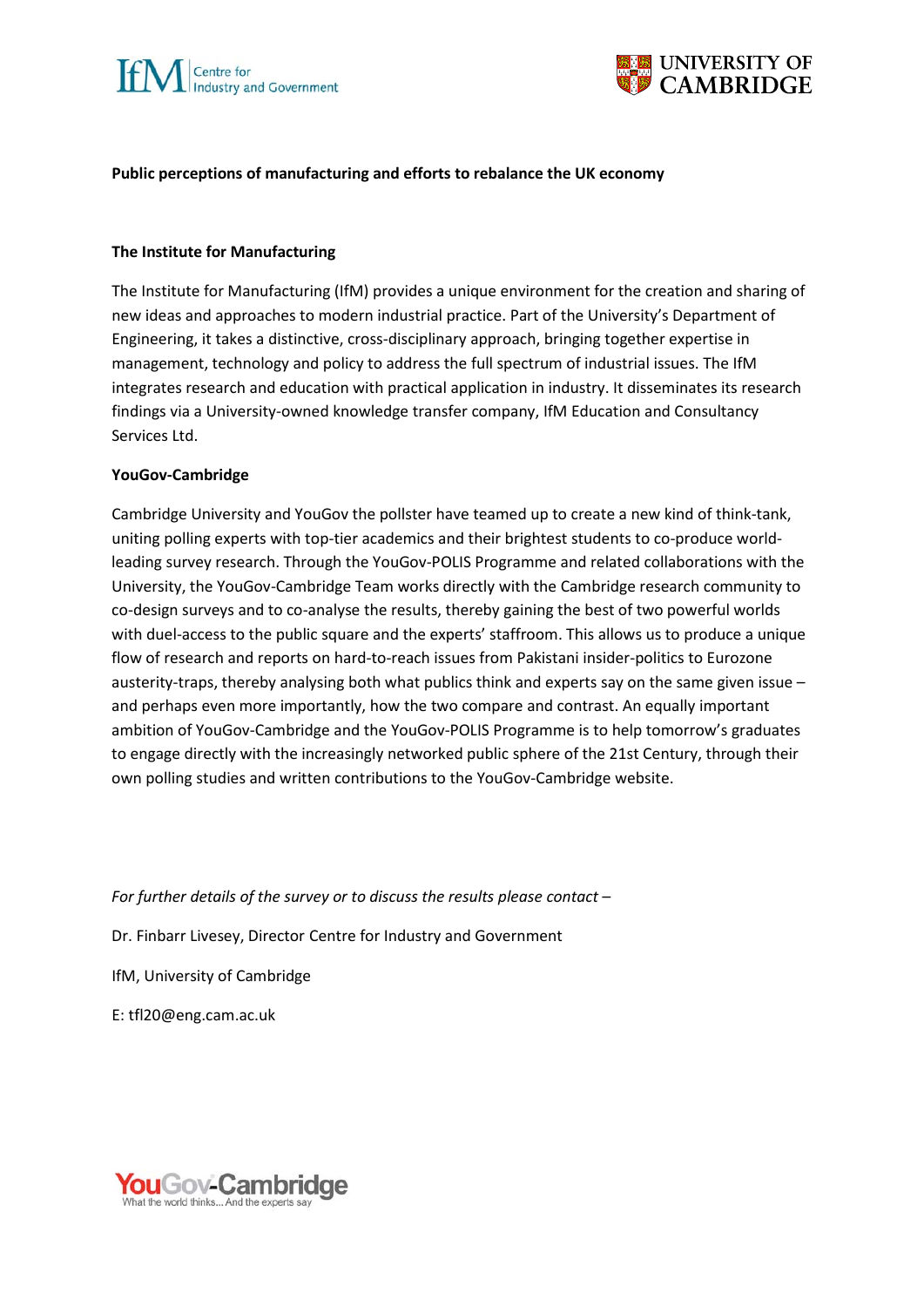**Public perceptions of manufacturing and efforts to rebalance the UK economy**

**The Institute for Manufacturing**

The Institute for Manufacturing (IfM) provides a unique environment for the creation and sharing of new ideas and approaches to modern industrial practice. Part of the University's Department of Engineering, it takes a distinctive, cross-disciplinary approach, bringing together expertise in management, technology and policy to address the full spectrum of industrial issues. The IfM integrates research and education with practical application in industry. It disseminates its research findings via a University-owned knowledge transfer company, IfM Education and Consultancy Services Ltd.

**YouGov-Cambridge**

Cambridge University and YouGov the pollster have teamed up to create a new kind of think-tank, uniting polling experts with top-tier academics and their brightest students to co-produce world-leading survey research. Through the YouGov-POLIS Programme and related collaborations with the University, the YouGov-Cambridge Team works directly with the Cambridge research community to co-design surveys and to co-analyse the results, thereby gaining the best of two powerful worlds with duel-access to the public square and the experts' staffroom. This allows us to produce a unique flow of research and reports on hard-to-reach issues from Pakistani insider-politics to Eurozone austerity-traps, thereby analysing both what publics think and experts say on the same given issue – and perhaps even more importantly, how the two compare and contrast. An equally important ambition of YouGov-Cambridge and the YouGov-POLIS Programme is to help tomorrow's graduates to engage directly with the increasingly networked public sphere of the 21st Century, through their own polling studies and written contributions to the YouGov-Cambridge website.

*For further details of the survey or to discuss the results please contact –*

Dr. Finbarr Livesey, Director Centre for Industry and Government

IfM, University of Cambridge

E: tfl20@eng.cam.ac.uk